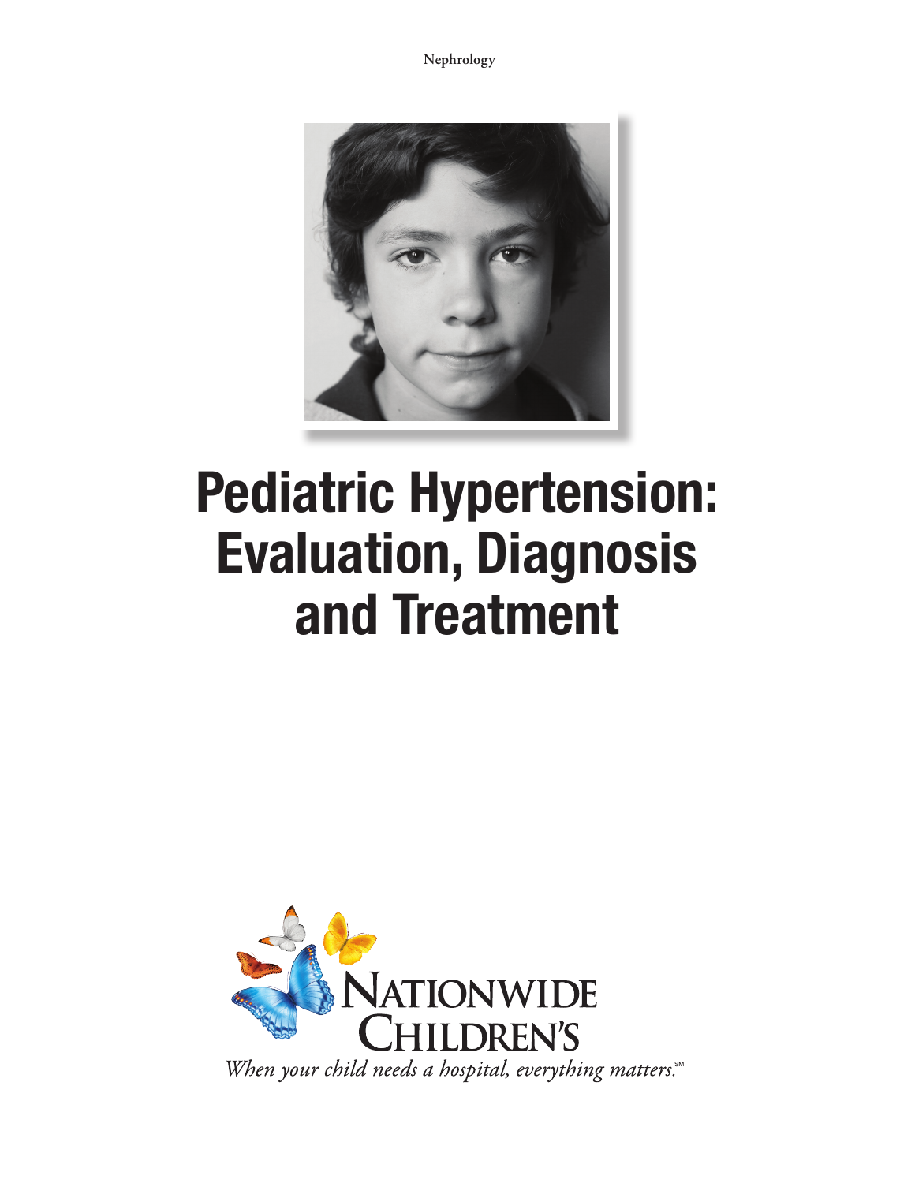Nephrology

# Pediatric Hypertension: Evaluation, Diagnosis and Treatment

NATIONWIDE CHILDREN'S

*When your child needs a hospital, everything matters.*℠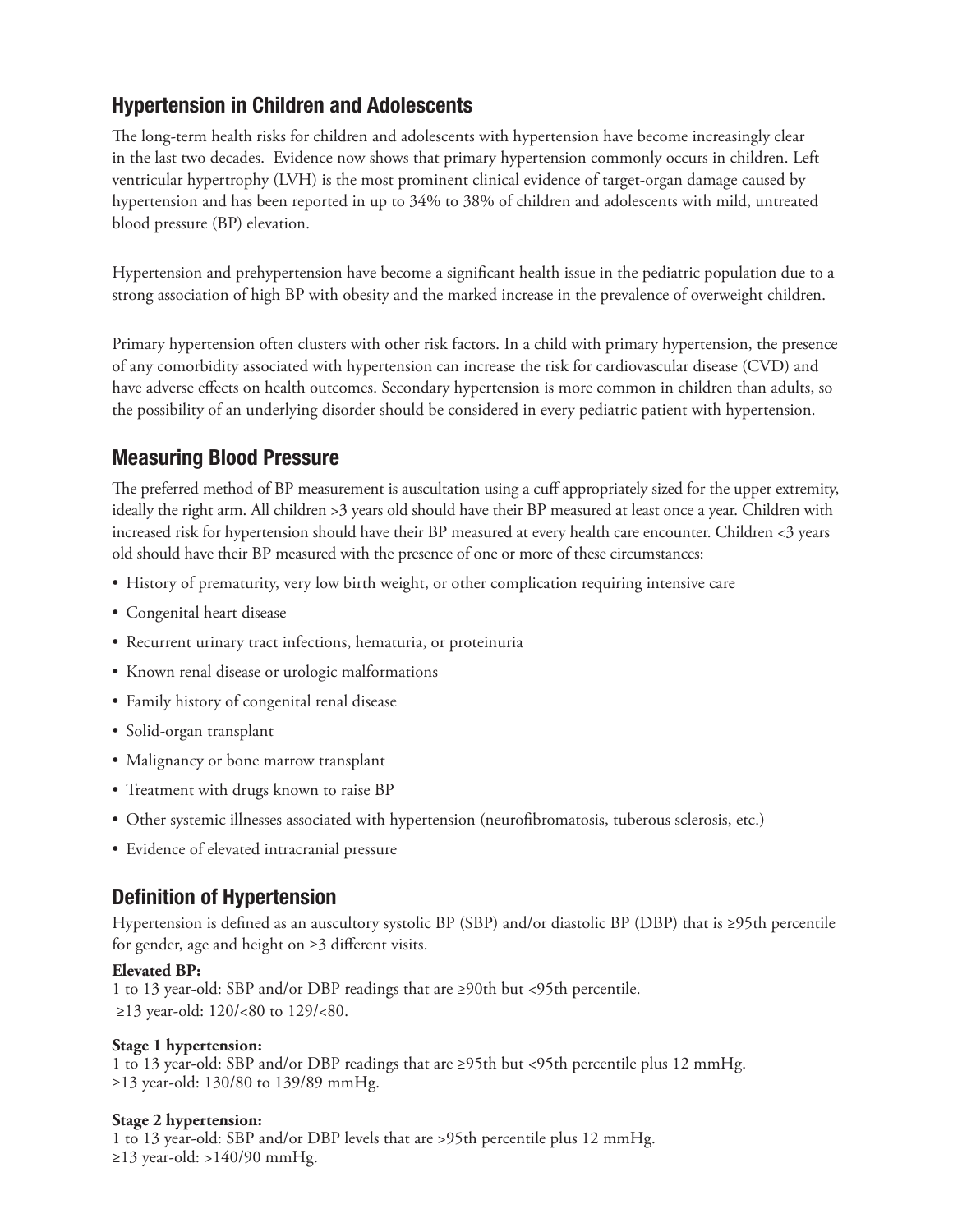## Hypertension in Children and Adolescents

The long-term health risks for children and adolescents with hypertension have become increasingly clear in the last two decades. Evidence now shows that primary hypertension commonly occurs in children. Left ventricular hypertrophy (LVH) is the most prominent clinical evidence of target-organ damage caused by hypertension and has been reported in up to 34% to 38% of children and adolescents with mild, untreated blood pressure (BP) elevation.

Hypertension and prehypertension have become a significant health issue in the pediatric population due to a strong association of high BP with obesity and the marked increase in the prevalence of overweight children.

Primary hypertension often clusters with other risk factors. In a child with primary hypertension, the presence of any comorbidity associated with hypertension can increase the risk for cardiovascular disease (CVD) and have adverse effects on health outcomes. Secondary hypertension is more common in children than adults, so the possibility of an underlying disorder should be considered in every pediatric patient with hypertension.

## Measuring Blood Pressure

The preferred method of BP measurement is auscultation using a cuff appropriately sized for the upper extremity, ideally the right arm. All children >3 years old should have their BP measured at least once a year. Children with increased risk for hypertension should have their BP measured at every health care encounter. Children <3 years old should have their BP measured with the presence of one or more of these circumstances:

- History of prematurity, very low birth weight, or other complication requiring intensive care
- Congenital heart disease
- Recurrent urinary tract infections, hematuria, or proteinuria
- Known renal disease or urologic malformations
- Family history of congenital renal disease
- Solid-organ transplant
- Malignancy or bone marrow transplant
- Treatment with drugs known to raise BP
- Other systemic illnesses associated with hypertension (neurofibromatosis, tuberous sclerosis, etc.)
- Evidence of elevated intracranial pressure

## Definition of Hypertension

Hypertension is defined as an auscultory systolic BP (SBP) and/or diastolic BP (DBP) that is ≥95th percentile for gender, age and height on ≥3 different visits.

**Elevated BP:**
1 to 13 year-old: SBP and/or DBP readings that are ≥90th but <95th percentile.
≥13 year-old: 120/<80 to 129/<80.

**Stage 1 hypertension:**
1 to 13 year-old: SBP and/or DBP readings that are ≥95th but <95th percentile plus 12 mmHg.
≥13 year-old: 130/80 to 139/89 mmHg.

**Stage 2 hypertension:**
1 to 13 year-old: SBP and/or DBP levels that are >95th percentile plus 12 mmHg.
≥13 year-old: >140/90 mmHg.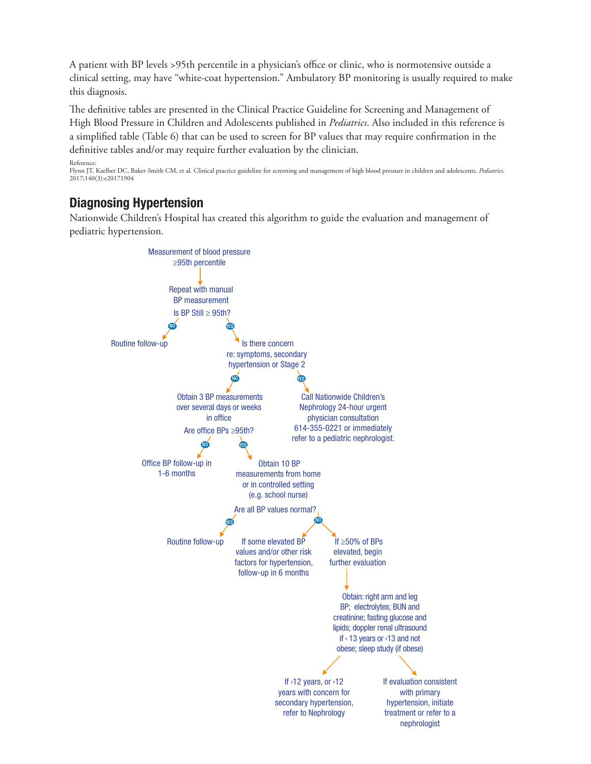A patient with BP levels >95th percentile in a physician's office or clinic, who is normotensive outside a clinical setting, may have "white-coat hypertension." Ambulatory BP monitoring is usually required to make this diagnosis.

The definitive tables are presented in the Clinical Practice Guideline for Screening and Management of High Blood Pressure in Children and Adolescents published in *Pediatrics*. Also included in this reference is a simplified table (Table 6) that can be used to screen for BP values that may require confirmation in the definitive tables and/or may require further evaluation by the clinician.

Reference:
Flynn JT, Kaelber DC, Baker-Smith CM, et al. Clinical practice guideline for screening and management of high blood pressure in children and adolescents. *Pediatrics*. 2017;140(3):e20171904

## Diagnosing Hypertension

Nationwide Children's Hospital has created this algorithm to guide the evaluation and management of pediatric hypertension.

Measurement of blood pressure ≥95th percentile

Repeat with manual BP measurement

Is BP Still ≥ 95th?

NO

Routine follow-up

YES

Is there concern re: symptoms, secondary hypertension or Stage 2

NO

Obtain 3 BP measurements over several days or weeks in office

Are office BPs ≥95th?

YES

Call Nationwide Children's Nephrology 24-hour urgent physician consultation 614-355-0221 or immediately refer to a pediatric nephrologist.

NO

Office BP follow-up in 1-6 months

YES

Obtain 10 BP measurements from home or in controlled setting (e.g. school nurse)

Are all BP values normal?

YES

Routine follow-up

NO

If some elevated BP values and/or other risk factors for hypertension, follow-up in 6 months

If ≥50% of BPs elevated, begin further evaluation

Obtain: right arm and leg BP; electrolytes; BUN and creatinine; fasting glucose and lipids; doppler renal ultrasound if ‹ 13 years or ›13 and not obese; sleep study (if obese)

If ‹12 years, or ›12 years with concern for secondary hypertension, refer to Nephrology

If evaluation consistent with primary hypertension, initiate treatment or refer to a nephrologist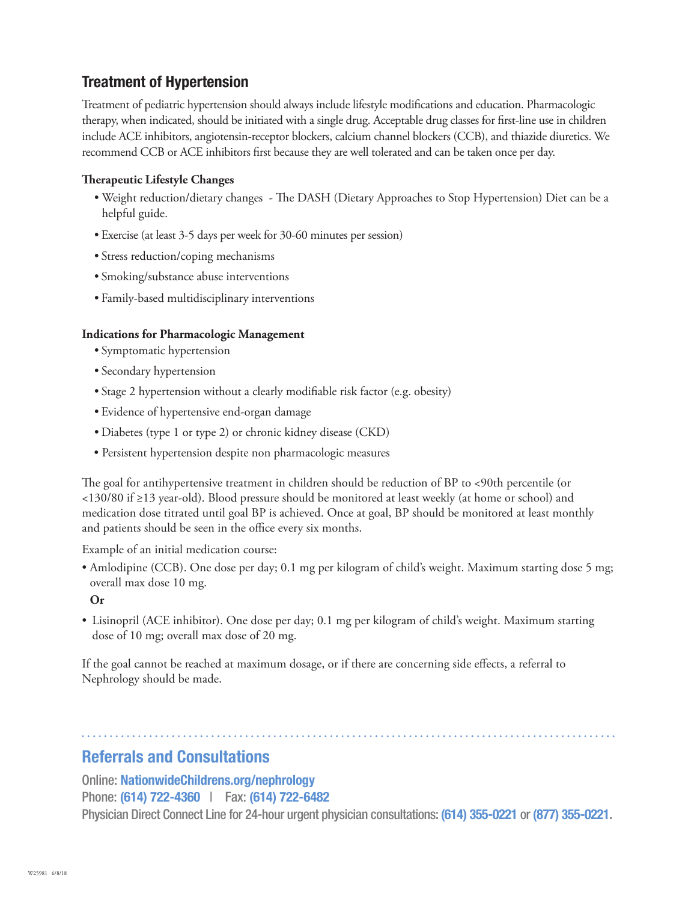## Treatment of Hypertension

Treatment of pediatric hypertension should always include lifestyle modifications and education. Pharmacologic therapy, when indicated, should be initiated with a single drug. Acceptable drug classes for first-line use in children include ACE inhibitors, angiotensin-receptor blockers, calcium channel blockers (CCB), and thiazide diuretics. We recommend CCB or ACE inhibitors first because they are well tolerated and can be taken once per day.

### Therapeutic Lifestyle Changes

- Weight reduction/dietary changes - The DASH (Dietary Approaches to Stop Hypertension) Diet can be a helpful guide.
- Exercise (at least 3-5 days per week for 30-60 minutes per session)
- Stress reduction/coping mechanisms
- Smoking/substance abuse interventions
- Family-based multidisciplinary interventions

### Indications for Pharmacologic Management

- Symptomatic hypertension
- Secondary hypertension
- Stage 2 hypertension without a clearly modifiable risk factor (e.g. obesity)
- Evidence of hypertensive end-organ damage
- Diabetes (type 1 or type 2) or chronic kidney disease (CKD)
- Persistent hypertension despite non pharmacologic measures

The goal for antihypertensive treatment in children should be reduction of BP to <90th percentile (or <130/80 if ≥13 year-old). Blood pressure should be monitored at least weekly (at home or school) and medication dose titrated until goal BP is achieved. Once at goal, BP should be monitored at least monthly and patients should be seen in the office every six months.

Example of an initial medication course:

- Amlodipine (CCB). One dose per day; 0.1 mg per kilogram of child's weight. Maximum starting dose 5 mg; overall max dose 10 mg.

  **Or**

- Lisinopril (ACE inhibitor). One dose per day; 0.1 mg per kilogram of child's weight. Maximum starting dose of 10 mg; overall max dose of 20 mg.

If the goal cannot be reached at maximum dosage, or if there are concerning side effects, a referral to Nephrology should be made.

## Referrals and Consultations

Online: **NationwideChildrens.org/nephrology**

Phone: **(614) 722-4360** | Fax: **(614) 722-6482**

Physician Direct Connect Line for 24-hour urgent physician consultations: **(614) 355-0221** or **(877) 355-0221**.

W25981 6/8/18